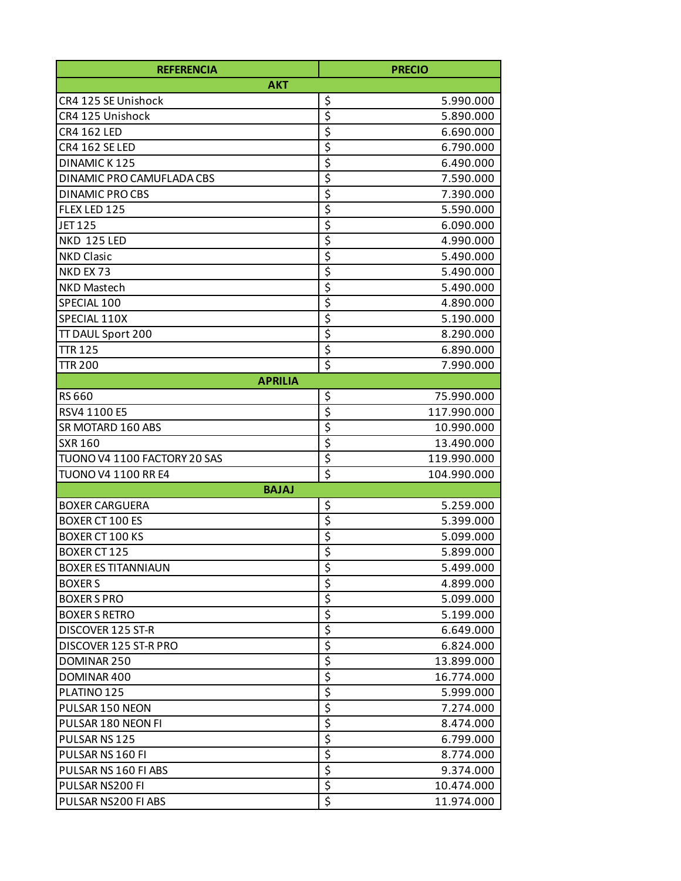| REFERENCIA | PRECIO |
|---|---|
| **AKT** | |
| CR4 125 SE Unishock | $ 5.990.000 |
| CR4 125 Unishock | $ 5.890.000 |
| CR4 162 LED | $ 6.690.000 |
| CR4 162 SE LED | $ 6.790.000 |
| DINAMIC K 125 | $ 6.490.000 |
| DINAMIC PRO CAMUFLADA CBS | $ 7.590.000 |
| DINAMIC PRO CBS | $ 7.390.000 |
| FLEX LED 125 | $ 5.590.000 |
| JET 125 | $ 6.090.000 |
| NKD 125 LED | $ 4.990.000 |
| NKD Clasic | $ 5.490.000 |
| NKD EX 73 | $ 5.490.000 |
| NKD Mastech | $ 5.490.000 |
| SPECIAL 100 | $ 4.890.000 |
| SPECIAL 110X | $ 5.190.000 |
| TT DAUL Sport 200 | $ 8.290.000 |
| TTR 125 | $ 6.890.000 |
| TTR 200 | $ 7.990.000 |
| **APRILIA** | |
| RS 660 | $ 75.990.000 |
| RSV4 1100 E5 | $ 117.990.000 |
| SR MOTARD 160 ABS | $ 10.990.000 |
| SXR 160 | $ 13.490.000 |
| TUONO V4 1100 FACTORY 20 SAS | $ 119.990.000 |
| TUONO V4 1100 RR E4 | $ 104.990.000 |
| **BAJAJ** | |
| BOXER CARGUERA | $ 5.259.000 |
| BOXER CT 100 ES | $ 5.399.000 |
| BOXER CT 100 KS | $ 5.099.000 |
| BOXER CT 125 | $ 5.899.000 |
| BOXER ES TITANNIAUN | $ 5.499.000 |
| BOXER S | $ 4.899.000 |
| BOXER S PRO | $ 5.099.000 |
| BOXER S RETRO | $ 5.199.000 |
| DISCOVER 125 ST-R | $ 6.649.000 |
| DISCOVER 125 ST-R PRO | $ 6.824.000 |
| DOMINAR 250 | $ 13.899.000 |
| DOMINAR 400 | $ 16.774.000 |
| PLATINO 125 | $ 5.999.000 |
| PULSAR 150 NEON | $ 7.274.000 |
| PULSAR 180 NEON FI | $ 8.474.000 |
| PULSAR NS 125 | $ 6.799.000 |
| PULSAR NS 160 FI | $ 8.774.000 |
| PULSAR NS 160 FI ABS | $ 9.374.000 |
| PULSAR NS200 FI | $ 10.474.000 |
| PULSAR NS200 FI ABS | $ 11.974.000 |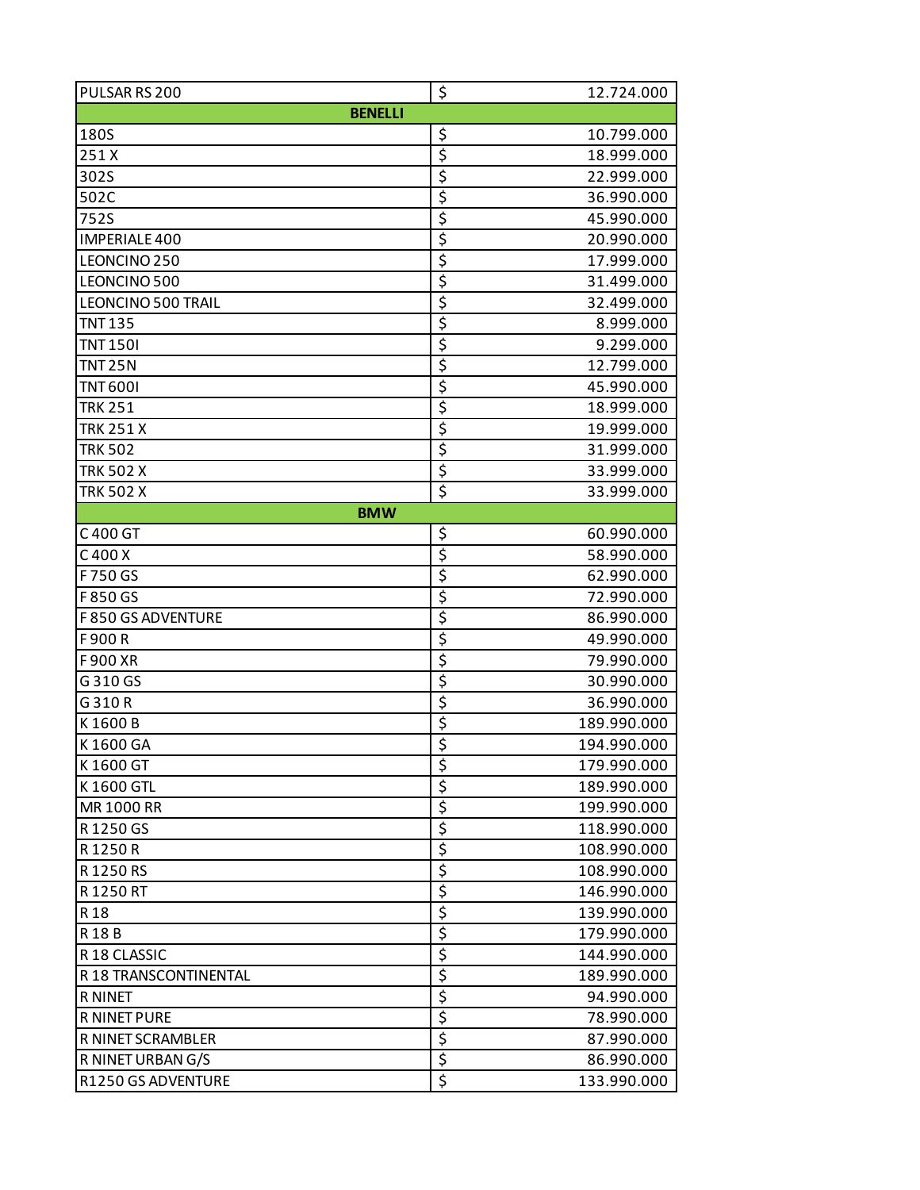| | | |
|---|---|---|
| PULSAR RS 200 | $ | 12.724.000 |
| **BENELLI** | | |
| 180S | $ | 10.799.000 |
| 251 X | $ | 18.999.000 |
| 302S | $ | 22.999.000 |
| 502C | $ | 36.990.000 |
| 752S | $ | 45.990.000 |
| IMPERIALE 400 | $ | 20.990.000 |
| LEONCINO 250 | $ | 17.999.000 |
| LEONCINO 500 | $ | 31.499.000 |
| LEONCINO 500 TRAIL | $ | 32.499.000 |
| TNT 135 | $ | 8.999.000 |
| TNT 150I | $ | 9.299.000 |
| TNT 25N | $ | 12.799.000 |
| TNT 600I | $ | 45.990.000 |
| TRK 251 | $ | 18.999.000 |
| TRK 251 X | $ | 19.999.000 |
| TRK 502 | $ | 31.999.000 |
| TRK 502 X | $ | 33.999.000 |
| TRK 502 X | $ | 33.999.000 |
| **BMW** | | |
| C 400 GT | $ | 60.990.000 |
| C 400 X | $ | 58.990.000 |
| F 750 GS | $ | 62.990.000 |
| F 850 GS | $ | 72.990.000 |
| F 850 GS ADVENTURE | $ | 86.990.000 |
| F 900 R | $ | 49.990.000 |
| F 900 XR | $ | 79.990.000 |
| G 310 GS | $ | 30.990.000 |
| G 310 R | $ | 36.990.000 |
| K 1600 B | $ | 189.990.000 |
| K 1600 GA | $ | 194.990.000 |
| K 1600 GT | $ | 179.990.000 |
| K 1600 GTL | $ | 189.990.000 |
| MR 1000 RR | $ | 199.990.000 |
| R 1250 GS | $ | 118.990.000 |
| R 1250 R | $ | 108.990.000 |
| R 1250 RS | $ | 108.990.000 |
| R 1250 RT | $ | 146.990.000 |
| R 18 | $ | 139.990.000 |
| R 18 B | $ | 179.990.000 |
| R 18 CLASSIC | $ | 144.990.000 |
| R 18 TRANSCONTINENTAL | $ | 189.990.000 |
| R NINET | $ | 94.990.000 |
| R NINET PURE | $ | 78.990.000 |
| R NINET SCRAMBLER | $ | 87.990.000 |
| R NINET URBAN G/S | $ | 86.990.000 |
| R1250 GS ADVENTURE | $ | 133.990.000 |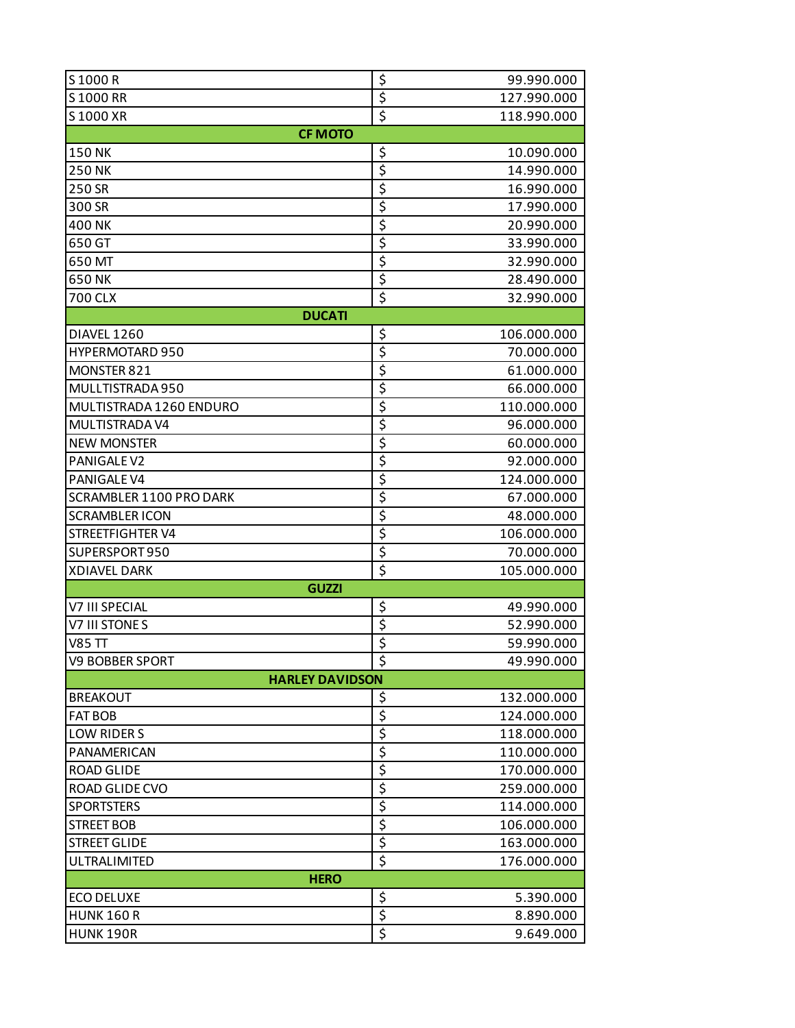| | | |
|---|---|---|
| S 1000 R | $ | 99.990.000 |
| S 1000 RR | $ | 127.990.000 |
| S 1000 XR | $ | 118.990.000 |
| **CF MOTO** | | |
| 150 NK | $ | 10.090.000 |
| 250 NK | $ | 14.990.000 |
| 250 SR | $ | 16.990.000 |
| 300 SR | $ | 17.990.000 |
| 400 NK | $ | 20.990.000 |
| 650 GT | $ | 33.990.000 |
| 650 MT | $ | 32.990.000 |
| 650 NK | $ | 28.490.000 |
| 700 CLX | $ | 32.990.000 |
| **DUCATI** | | |
| DIAVEL 1260 | $ | 106.000.000 |
| HYPERMOTARD 950 | $ | 70.000.000 |
| MONSTER 821 | $ | 61.000.000 |
| MULLTISTRADA 950 | $ | 66.000.000 |
| MULTISTRADA 1260 ENDURO | $ | 110.000.000 |
| MULTISTRADA V4 | $ | 96.000.000 |
| NEW MONSTER | $ | 60.000.000 |
| PANIGALE V2 | $ | 92.000.000 |
| PANIGALE V4 | $ | 124.000.000 |
| SCRAMBLER 1100 PRO DARK | $ | 67.000.000 |
| SCRAMBLER ICON | $ | 48.000.000 |
| STREETFIGHTER V4 | $ | 106.000.000 |
| SUPERSPORT 950 | $ | 70.000.000 |
| XDIAVEL DARK | $ | 105.000.000 |
| **GUZZI** | | |
| V7 III SPECIAL | $ | 49.990.000 |
| V7 III STONE S | $ | 52.990.000 |
| V85 TT | $ | 59.990.000 |
| V9 BOBBER SPORT | $ | 49.990.000 |
| **HARLEY DAVIDSON** | | |
| BREAKOUT | $ | 132.000.000 |
| FAT BOB | $ | 124.000.000 |
| LOW RIDER S | $ | 118.000.000 |
| PANAMERICAN | $ | 110.000.000 |
| ROAD GLIDE | $ | 170.000.000 |
| ROAD GLIDE CVO | $ | 259.000.000 |
| SPORTSTERS | $ | 114.000.000 |
| STREET BOB | $ | 106.000.000 |
| STREET GLIDE | $ | 163.000.000 |
| ULTRALIMITED | $ | 176.000.000 |
| **HERO** | | |
| ECO DELUXE | $ | 5.390.000 |
| HUNK 160 R | $ | 8.890.000 |
| HUNK 190R | $ | 9.649.000 |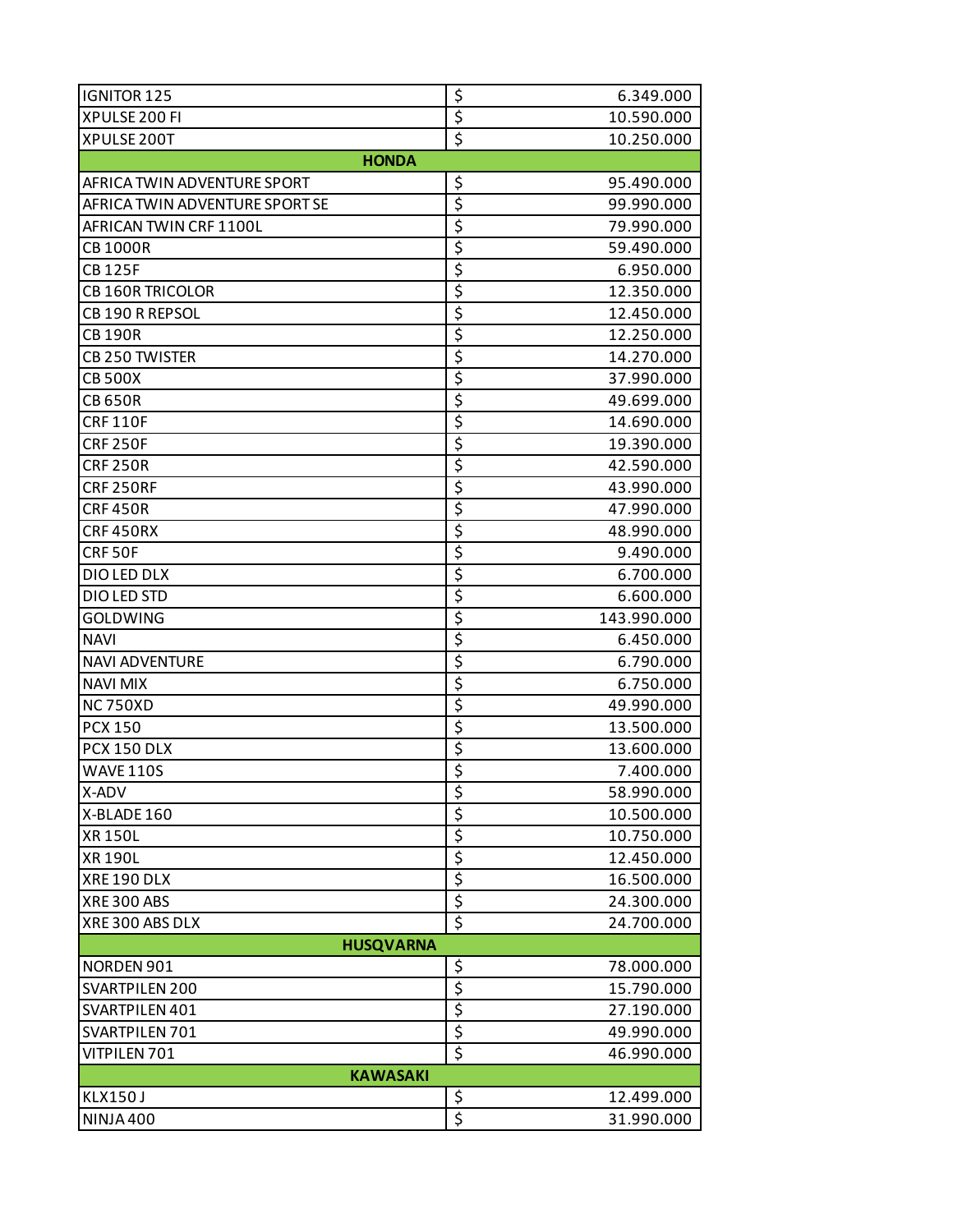| | | |
|---|---|---|
| IGNITOR 125 | $ | 6.349.000 |
| XPULSE 200 FI | $ | 10.590.000 |
| XPULSE 200T | $ | 10.250.000 |
| **HONDA** | | |
| AFRICA TWIN ADVENTURE SPORT | $ | 95.490.000 |
| AFRICA TWIN ADVENTURE SPORT SE | $ | 99.990.000 |
| AFRICAN TWIN CRF 1100L | $ | 79.990.000 |
| CB 1000R | $ | 59.490.000 |
| CB 125F | $ | 6.950.000 |
| CB 160R TRICOLOR | $ | 12.350.000 |
| CB 190 R REPSOL | $ | 12.450.000 |
| CB 190R | $ | 12.250.000 |
| CB 250 TWISTER | $ | 14.270.000 |
| CB 500X | $ | 37.990.000 |
| CB 650R | $ | 49.699.000 |
| CRF 110F | $ | 14.690.000 |
| CRF 250F | $ | 19.390.000 |
| CRF 250R | $ | 42.590.000 |
| CRF 250RF | $ | 43.990.000 |
| CRF 450R | $ | 47.990.000 |
| CRF 450RX | $ | 48.990.000 |
| CRF 50F | $ | 9.490.000 |
| DIO LED DLX | $ | 6.700.000 |
| DIO LED STD | $ | 6.600.000 |
| GOLDWING | $ | 143.990.000 |
| NAVI | $ | 6.450.000 |
| NAVI ADVENTURE | $ | 6.790.000 |
| NAVI MIX | $ | 6.750.000 |
| NC 750XD | $ | 49.990.000 |
| PCX 150 | $ | 13.500.000 |
| PCX 150 DLX | $ | 13.600.000 |
| WAVE 110S | $ | 7.400.000 |
| X-ADV | $ | 58.990.000 |
| X-BLADE 160 | $ | 10.500.000 |
| XR 150L | $ | 10.750.000 |
| XR 190L | $ | 12.450.000 |
| XRE 190 DLX | $ | 16.500.000 |
| XRE 300 ABS | $ | 24.300.000 |
| XRE 300 ABS DLX | $ | 24.700.000 |
| **HUSQVARNA** | | |
| NORDEN 901 | $ | 78.000.000 |
| SVARTPILEN 200 | $ | 15.790.000 |
| SVARTPILEN 401 | $ | 27.190.000 |
| SVARTPILEN 701 | $ | 49.990.000 |
| VITPILEN 701 | $ | 46.990.000 |
| **KAWASAKI** | | |
| KLX150 J | $ | 12.499.000 |
| NINJA 400 | $ | 31.990.000 |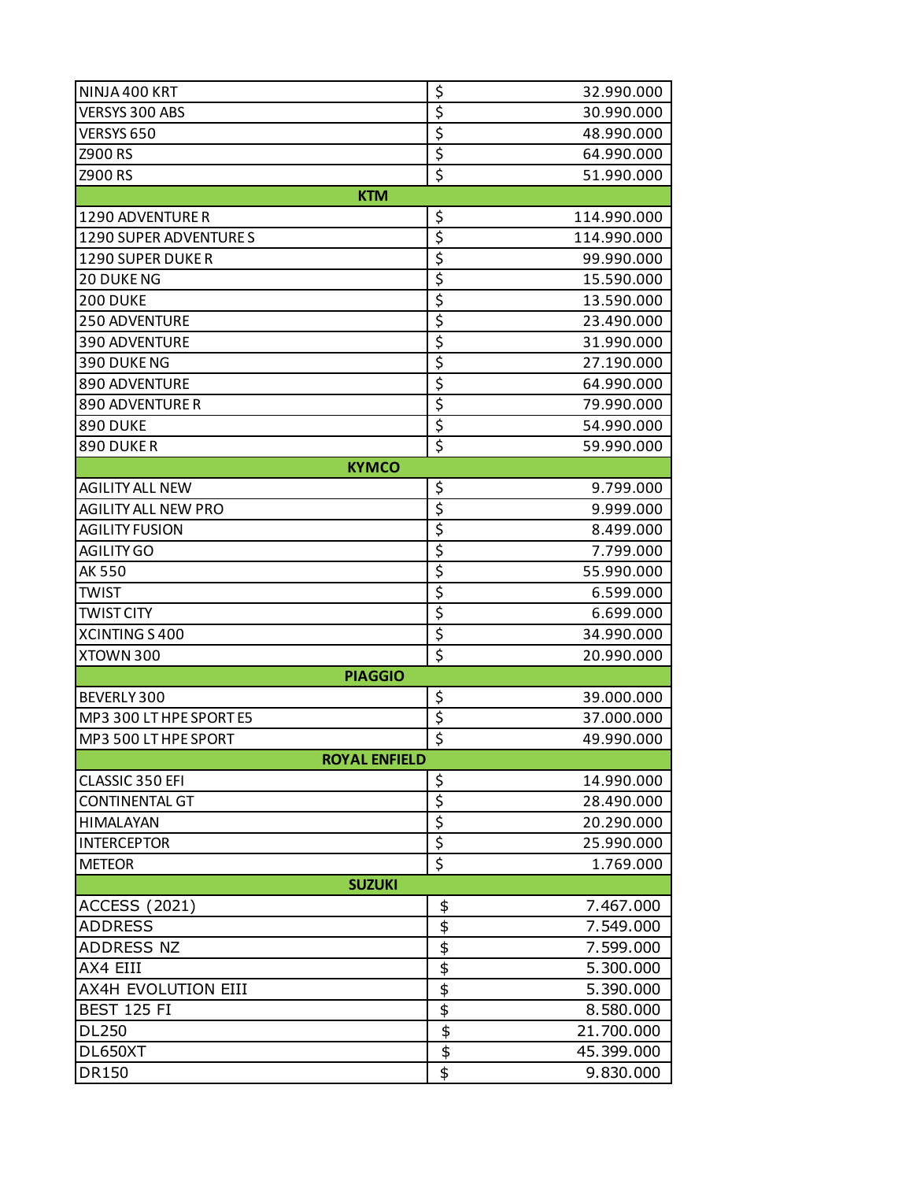| | | |
|---|---|---|
| NINJA 400 KRT | $ | 32.990.000 |
| VERSYS 300 ABS | $ | 30.990.000 |
| VERSYS 650 | $ | 48.990.000 |
| Z900 RS | $ | 64.990.000 |
| Z900 RS | $ | 51.990.000 |
| **KTM** | | |
| 1290 ADVENTURE R | $ | 114.990.000 |
| 1290 SUPER ADVENTURE S | $ | 114.990.000 |
| 1290 SUPER DUKE R | $ | 99.990.000 |
| 20 DUKE NG | $ | 15.590.000 |
| 200 DUKE | $ | 13.590.000 |
| 250 ADVENTURE | $ | 23.490.000 |
| 390 ADVENTURE | $ | 31.990.000 |
| 390 DUKE NG | $ | 27.190.000 |
| 890 ADVENTURE | $ | 64.990.000 |
| 890 ADVENTURE R | $ | 79.990.000 |
| 890 DUKE | $ | 54.990.000 |
| 890 DUKE R | $ | 59.990.000 |
| **KYMCO** | | |
| AGILITY ALL NEW | $ | 9.799.000 |
| AGILITY ALL NEW PRO | $ | 9.999.000 |
| AGILITY FUSION | $ | 8.499.000 |
| AGILITY GO | $ | 7.799.000 |
| AK 550 | $ | 55.990.000 |
| TWIST | $ | 6.599.000 |
| TWIST CITY | $ | 6.699.000 |
| XCINTING S 400 | $ | 34.990.000 |
| XTOWN 300 | $ | 20.990.000 |
| **PIAGGIO** | | |
| BEVERLY 300 | $ | 39.000.000 |
| MP3 300 LT HPE SPORT E5 | $ | 37.000.000 |
| MP3 500 LT HPE SPORT | $ | 49.990.000 |
| **ROYAL ENFIELD** | | |
| CLASSIC 350 EFI | $ | 14.990.000 |
| CONTINENTAL GT | $ | 28.490.000 |
| HIMALAYAN | $ | 20.290.000 |
| INTERCEPTOR | $ | 25.990.000 |
| METEOR | $ | 1.769.000 |
| **SUZUKI** | | |
| ACCESS (2021) | $ | 7.467.000 |
| ADDRESS | $ | 7.549.000 |
| ADDRESS NZ | $ | 7.599.000 |
| AX4 EIII | $ | 5.300.000 |
| AX4H EVOLUTION EIII | $ | 5.390.000 |
| BEST 125 FI | $ | 8.580.000 |
| DL250 | $ | 21.700.000 |
| DL650XT | $ | 45.399.000 |
| DR150 | $ | 9.830.000 |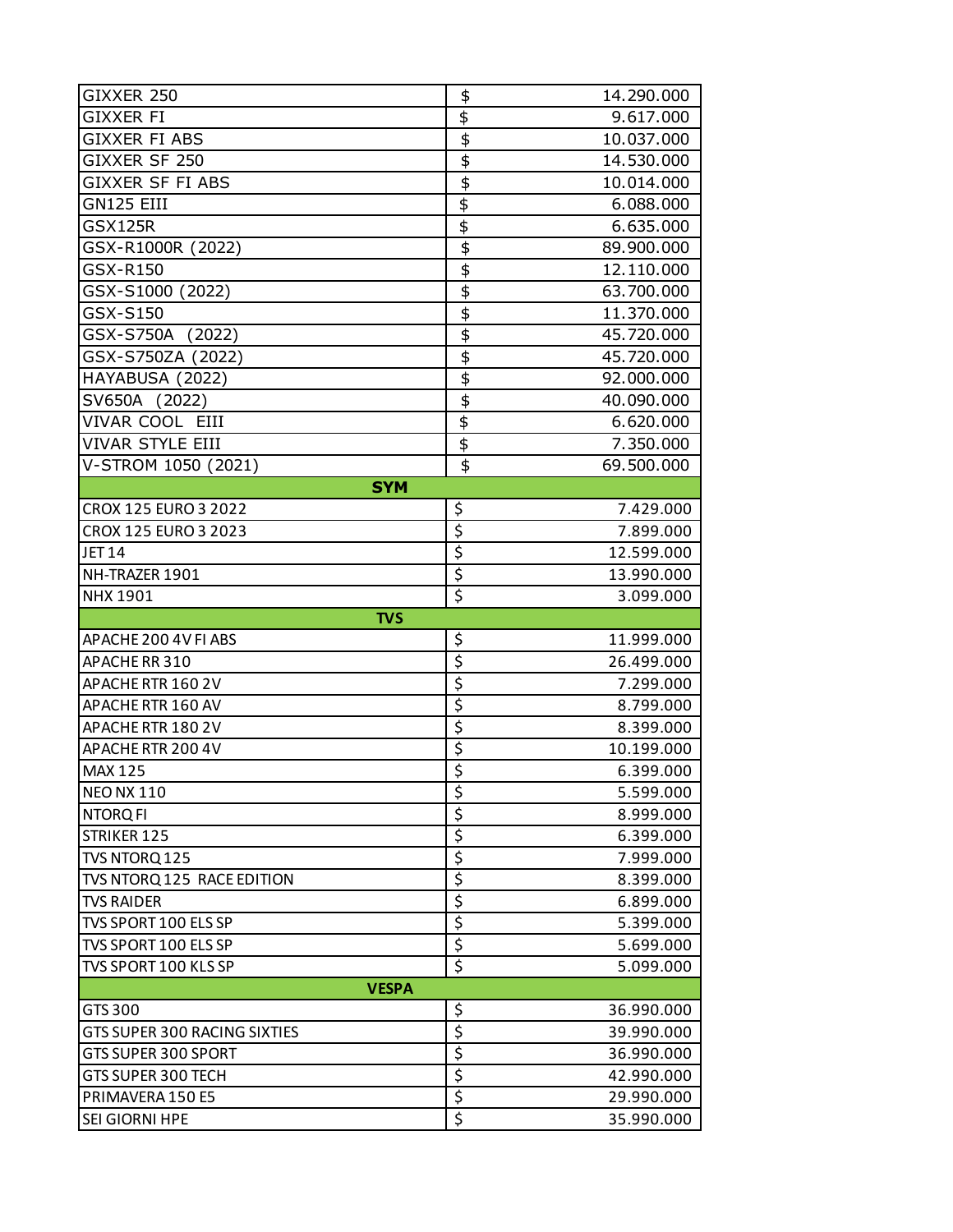| | | |
|---|---|---|
| GIXXER 250 | $ | 14.290.000 |
| GIXXER FI | $ | 9.617.000 |
| GIXXER FI ABS | $ | 10.037.000 |
| GIXXER SF 250 | $ | 14.530.000 |
| GIXXER SF FI ABS | $ | 10.014.000 |
| GN125 EIII | $ | 6.088.000 |
| GSX125R | $ | 6.635.000 |
| GSX-R1000R (2022) | $ | 89.900.000 |
| GSX-R150 | $ | 12.110.000 |
| GSX-S1000 (2022) | $ | 63.700.000 |
| GSX-S150 | $ | 11.370.000 |
| GSX-S750A (2022) | $ | 45.720.000 |
| GSX-S750ZA (2022) | $ | 45.720.000 |
| HAYABUSA (2022) | $ | 92.000.000 |
| SV650A (2022) | $ | 40.090.000 |
| VIVAR COOL EIII | $ | 6.620.000 |
| VIVAR STYLE EIII | $ | 7.350.000 |
| V-STROM 1050 (2021) | $ | 69.500.000 |
| **SYM** | | |
| CROX 125 EURO 3 2022 | $ | 7.429.000 |
| CROX 125 EURO 3 2023 | $ | 7.899.000 |
| JET 14 | $ | 12.599.000 |
| NH-TRAZER 1901 | $ | 13.990.000 |
| NHX 1901 | $ | 3.099.000 |
| **TVS** | | |
| APACHE 200 4V FI ABS | $ | 11.999.000 |
| APACHE RR 310 | $ | 26.499.000 |
| APACHE RTR 160 2V | $ | 7.299.000 |
| APACHE RTR 160 AV | $ | 8.799.000 |
| APACHE RTR 180 2V | $ | 8.399.000 |
| APACHE RTR 200 4V | $ | 10.199.000 |
| MAX 125 | $ | 6.399.000 |
| NEO NX 110 | $ | 5.599.000 |
| NTORQ FI | $ | 8.999.000 |
| STRIKER 125 | $ | 6.399.000 |
| TVS NTORQ 125 | $ | 7.999.000 |
| TVS NTORQ 125 RACE EDITION | $ | 8.399.000 |
| TVS RAIDER | $ | 6.899.000 |
| TVS SPORT 100 ELS SP | $ | 5.399.000 |
| TVS SPORT 100 ELS SP | $ | 5.699.000 |
| TVS SPORT 100 KLS SP | $ | 5.099.000 |
| **VESPA** | | |
| GTS 300 | $ | 36.990.000 |
| GTS SUPER 300 RACING SIXTIES | $ | 39.990.000 |
| GTS SUPER 300 SPORT | $ | 36.990.000 |
| GTS SUPER 300 TECH | $ | 42.990.000 |
| PRIMAVERA 150 E5 | $ | 29.990.000 |
| SEI GIORNI HPE | $ | 35.990.000 |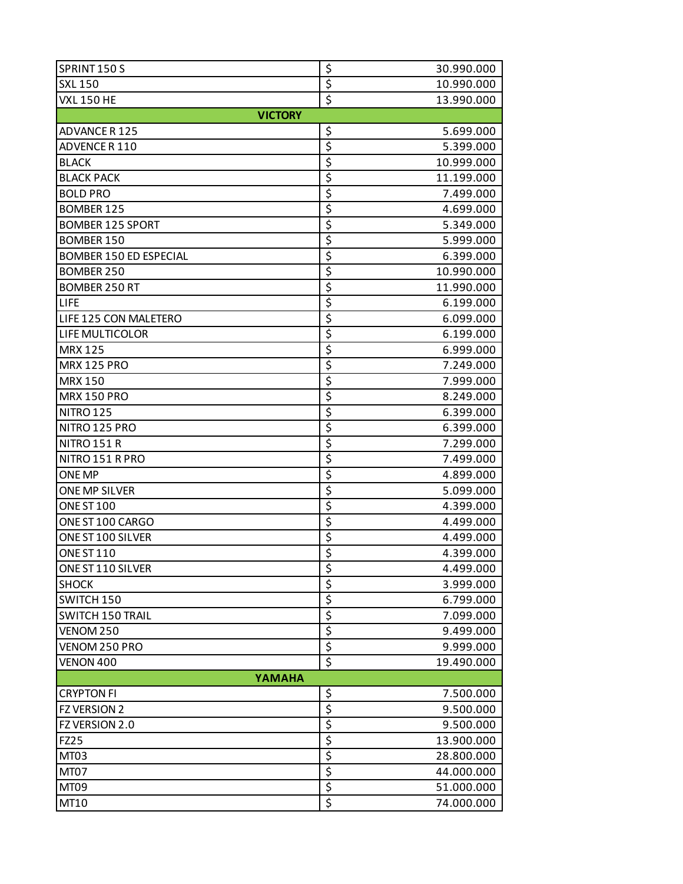| | | |
|---|---|---|
| SPRINT 150 S | $ | 30.990.000 |
| SXL 150 | $ | 10.990.000 |
| VXL 150 HE | $ | 13.990.000 |
| **VICTORY** | | |
| ADVANCE R 125 | $ | 5.699.000 |
| ADVENCE R 110 | $ | 5.399.000 |
| BLACK | $ | 10.999.000 |
| BLACK PACK | $ | 11.199.000 |
| BOLD PRO | $ | 7.499.000 |
| BOMBER 125 | $ | 4.699.000 |
| BOMBER 125 SPORT | $ | 5.349.000 |
| BOMBER 150 | $ | 5.999.000 |
| BOMBER 150 ED ESPECIAL | $ | 6.399.000 |
| BOMBER 250 | $ | 10.990.000 |
| BOMBER 250 RT | $ | 11.990.000 |
| LIFE | $ | 6.199.000 |
| LIFE 125 CON MALETERO | $ | 6.099.000 |
| LIFE MULTICOLOR | $ | 6.199.000 |
| MRX 125 | $ | 6.999.000 |
| MRX 125 PRO | $ | 7.249.000 |
| MRX 150 | $ | 7.999.000 |
| MRX 150 PRO | $ | 8.249.000 |
| NITRO 125 | $ | 6.399.000 |
| NITRO 125 PRO | $ | 6.399.000 |
| NITRO 151 R | $ | 7.299.000 |
| NITRO 151 R PRO | $ | 7.499.000 |
| ONE MP | $ | 4.899.000 |
| ONE MP SILVER | $ | 5.099.000 |
| ONE ST 100 | $ | 4.399.000 |
| ONE ST 100 CARGO | $ | 4.499.000 |
| ONE ST 100 SILVER | $ | 4.499.000 |
| ONE ST 110 | $ | 4.399.000 |
| ONE ST 110 SILVER | $ | 4.499.000 |
| SHOCK | $ | 3.999.000 |
| SWITCH 150 | $ | 6.799.000 |
| SWITCH 150 TRAIL | $ | 7.099.000 |
| VENOM 250 | $ | 9.499.000 |
| VENOM 250 PRO | $ | 9.999.000 |
| VENON 400 | $ | 19.490.000 |
| **YAMAHA** | | |
| CRYPTON FI | $ | 7.500.000 |
| FZ VERSION 2 | $ | 9.500.000 |
| FZ VERSION 2.0 | $ | 9.500.000 |
| FZ25 | $ | 13.900.000 |
| MT03 | $ | 28.800.000 |
| MT07 | $ | 44.000.000 |
| MT09 | $ | 51.000.000 |
| MT10 | $ | 74.000.000 |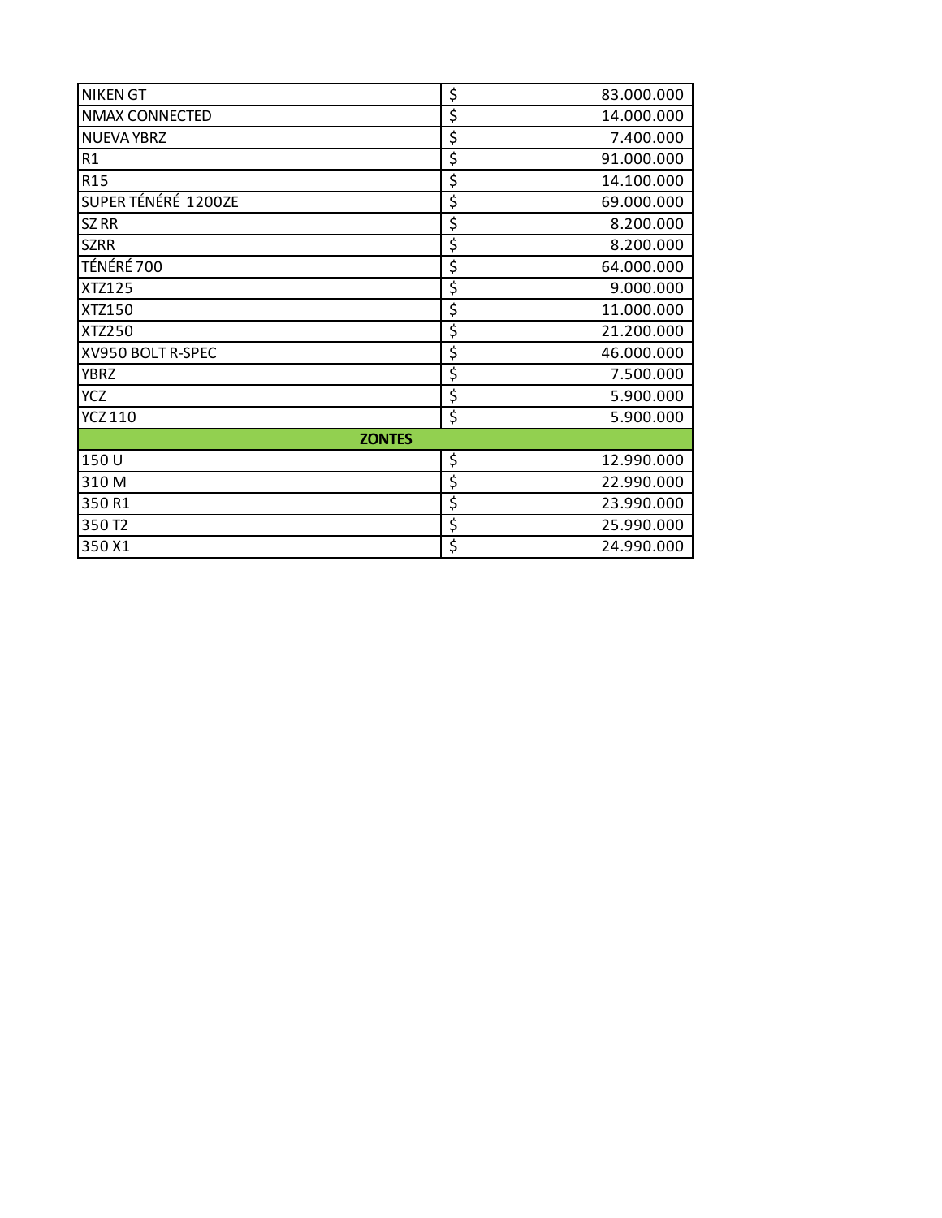| | | |
|---|---|---|
| NIKEN GT | $ | 83.000.000 |
| NMAX CONNECTED | $ | 14.000.000 |
| NUEVA YBRZ | $ | 7.400.000 |
| R1 | $ | 91.000.000 |
| R15 | $ | 14.100.000 |
| SUPER TÉNÉRÉ 1200ZE | $ | 69.000.000 |
| SZ RR | $ | 8.200.000 |
| SZRR | $ | 8.200.000 |
| TÉNÉRÉ 700 | $ | 64.000.000 |
| XTZ125 | $ | 9.000.000 |
| XTZ150 | $ | 11.000.000 |
| XTZ250 | $ | 21.200.000 |
| XV950 BOLT R-SPEC | $ | 46.000.000 |
| YBRZ | $ | 7.500.000 |
| YCZ | $ | 5.900.000 |
| YCZ 110 | $ | 5.900.000 |
| **ZONTES** | | |
| 150 U | $ | 12.990.000 |
| 310 M | $ | 22.990.000 |
| 350 R1 | $ | 23.990.000 |
| 350 T2 | $ | 25.990.000 |
| 350 X1 | $ | 24.990.000 |